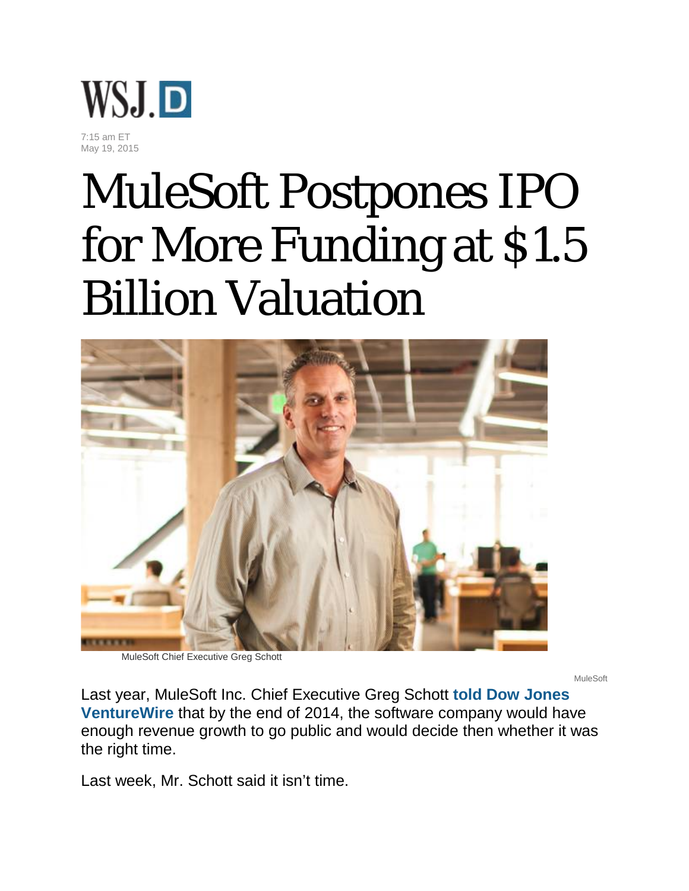WSJ.D

7:15 am ET
May 19, 2015

# MuleSoft Postpones IPO for More Funding at $1.5 Billion Valuation

MuleSoft Chief Executive Greg Schott

MuleSoft

Last year, MuleSoft Inc. Chief Executive Greg Schott **told Dow Jones VentureWire** that by the end of 2014, the software company would have enough revenue growth to go public and would decide then whether it was the right time.

Last week, Mr. Schott said it isn't time.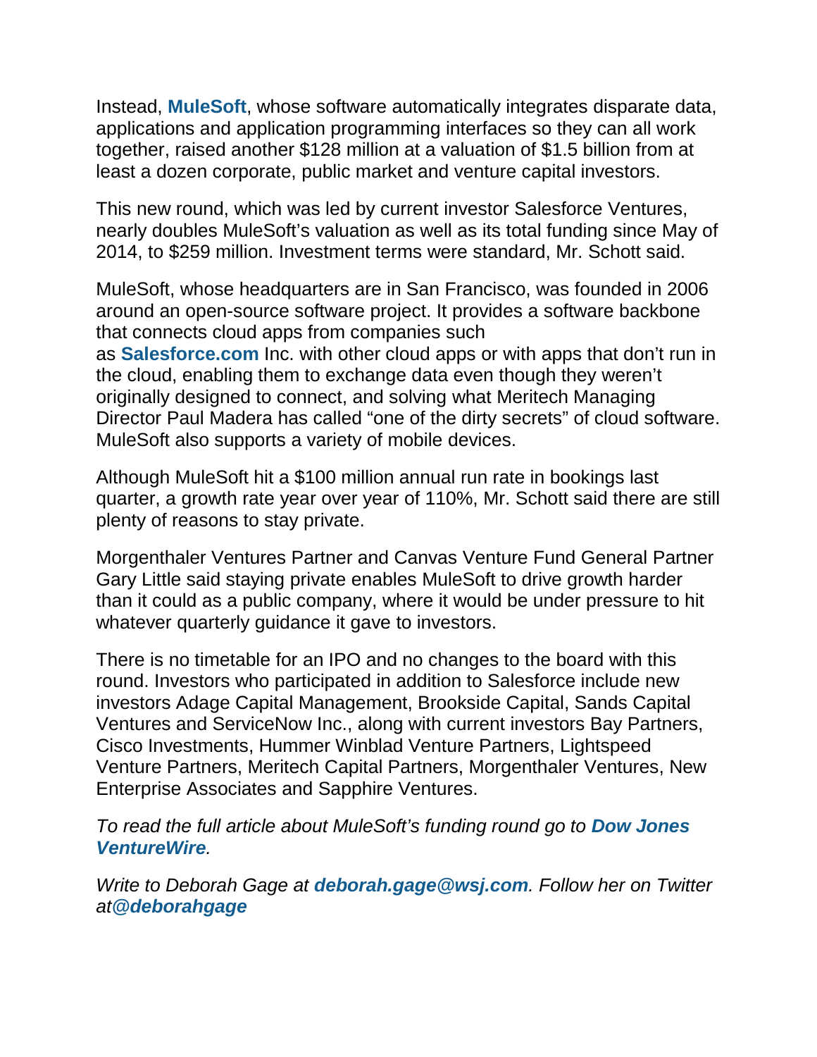Instead, **MuleSoft**, whose software automatically integrates disparate data, applications and application programming interfaces so they can all work together, raised another $128 million at a valuation of $1.5 billion from at least a dozen corporate, public market and venture capital investors.

This new round, which was led by current investor Salesforce Ventures, nearly doubles MuleSoft's valuation as well as its total funding since May of 2014, to $259 million. Investment terms were standard, Mr. Schott said.

MuleSoft, whose headquarters are in San Francisco, was founded in 2006 around an open-source software project. It provides a software backbone that connects cloud apps from companies such as **Salesforce.com** Inc. with other cloud apps or with apps that don't run in the cloud, enabling them to exchange data even though they weren't originally designed to connect, and solving what Meritech Managing Director Paul Madera has called "one of the dirty secrets" of cloud software. MuleSoft also supports a variety of mobile devices.

Although MuleSoft hit a $100 million annual run rate in bookings last quarter, a growth rate year over year of 110%, Mr. Schott said there are still plenty of reasons to stay private.

Morgenthaler Ventures Partner and Canvas Venture Fund General Partner Gary Little said staying private enables MuleSoft to drive growth harder than it could as a public company, where it would be under pressure to hit whatever quarterly guidance it gave to investors.

There is no timetable for an IPO and no changes to the board with this round. Investors who participated in addition to Salesforce include new investors Adage Capital Management, Brookside Capital, Sands Capital Ventures and ServiceNow Inc., along with current investors Bay Partners, Cisco Investments, Hummer Winblad Venture Partners, Lightspeed Venture Partners, Meritech Capital Partners, Morgenthaler Ventures, New Enterprise Associates and Sapphire Ventures.

*To read the full article about MuleSoft's funding round go to* ***Dow Jones VentureWire****.*

*Write to Deborah Gage at* ***deborah.gage@wsj.com****. Follow her on Twitter at****@deborahgage***